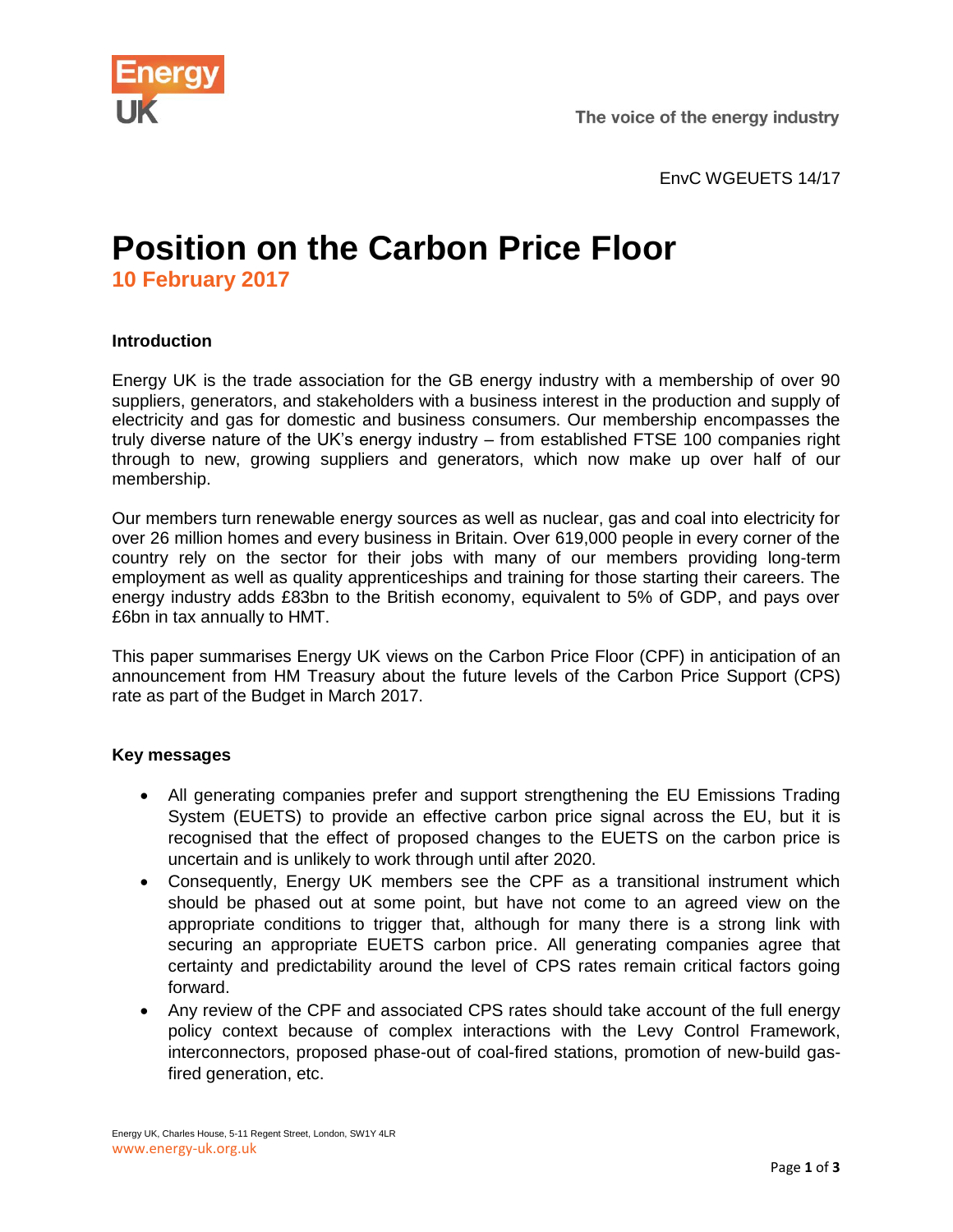EnvC WGEUETS 14/17

# Position on the Carbon Price Floor

**10 February 2017**

## Introduction

Energy UK is the trade association for the GB energy industry with a membership of over 90 suppliers, generators, and stakeholders with a business interest in the production and supply of electricity and gas for domestic and business consumers. Our membership encompasses the truly diverse nature of the UK's energy industry – from established FTSE 100 companies right through to new, growing suppliers and generators, which now make up over half of our membership.

Our members turn renewable energy sources as well as nuclear, gas and coal into electricity for over 26 million homes and every business in Britain. Over 619,000 people in every corner of the country rely on the sector for their jobs with many of our members providing long-term employment as well as quality apprenticeships and training for those starting their careers. The energy industry adds £83bn to the British economy, equivalent to 5% of GDP, and pays over £6bn in tax annually to HMT.

This paper summarises Energy UK views on the Carbon Price Floor (CPF) in anticipation of an announcement from HM Treasury about the future levels of the Carbon Price Support (CPS) rate as part of the Budget in March 2017.

## Key messages

- All generating companies prefer and support strengthening the EU Emissions Trading System (EUETS) to provide an effective carbon price signal across the EU, but it is recognised that the effect of proposed changes to the EUETS on the carbon price is uncertain and is unlikely to work through until after 2020.
- Consequently, Energy UK members see the CPF as a transitional instrument which should be phased out at some point, but have not come to an agreed view on the appropriate conditions to trigger that, although for many there is a strong link with securing an appropriate EUETS carbon price. All generating companies agree that certainty and predictability around the level of CPS rates remain critical factors going forward.
- Any review of the CPF and associated CPS rates should take account of the full energy policy context because of complex interactions with the Levy Control Framework, interconnectors, proposed phase-out of coal-fired stations, promotion of new-build gas-fired generation, etc.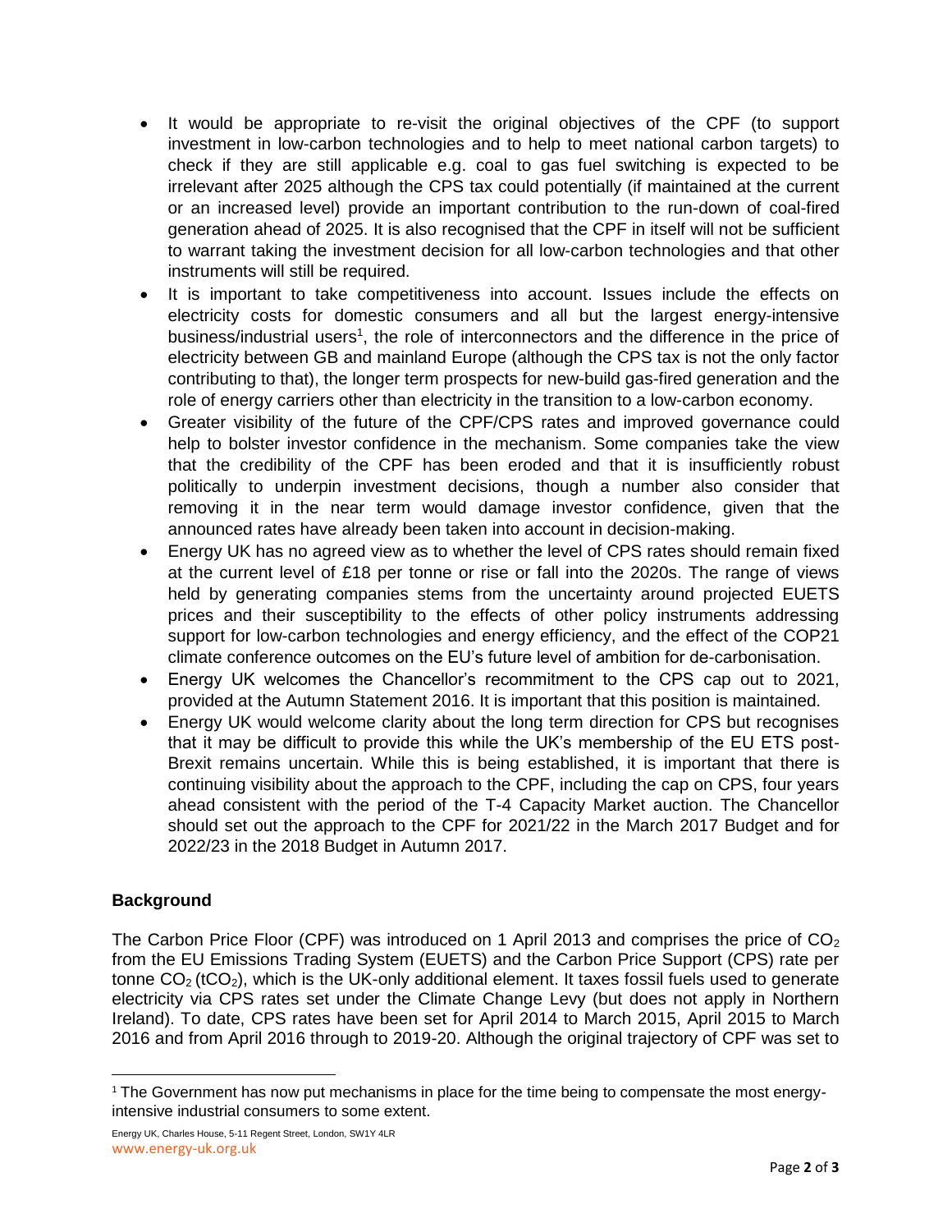- It would be appropriate to re-visit the original objectives of the CPF (to support investment in low-carbon technologies and to help to meet national carbon targets) to check if they are still applicable e.g. coal to gas fuel switching is expected to be irrelevant after 2025 although the CPS tax could potentially (if maintained at the current or an increased level) provide an important contribution to the run-down of coal-fired generation ahead of 2025. It is also recognised that the CPF in itself will not be sufficient to warrant taking the investment decision for all low-carbon technologies and that other instruments will still be required.
- It is important to take competitiveness into account. Issues include the effects on electricity costs for domestic consumers and all but the largest energy-intensive business/industrial users[1], the role of interconnectors and the difference in the price of electricity between GB and mainland Europe (although the CPS tax is not the only factor contributing to that), the longer term prospects for new-build gas-fired generation and the role of energy carriers other than electricity in the transition to a low-carbon economy.
- Greater visibility of the future of the CPF/CPS rates and improved governance could help to bolster investor confidence in the mechanism. Some companies take the view that the credibility of the CPF has been eroded and that it is insufficiently robust politically to underpin investment decisions, though a number also consider that removing it in the near term would damage investor confidence, given that the announced rates have already been taken into account in decision-making.
- Energy UK has no agreed view as to whether the level of CPS rates should remain fixed at the current level of £18 per tonne or rise or fall into the 2020s. The range of views held by generating companies stems from the uncertainty around projected EUETS prices and their susceptibility to the effects of other policy instruments addressing support for low-carbon technologies and energy efficiency, and the effect of the COP21 climate conference outcomes on the EU's future level of ambition for de-carbonisation.
- Energy UK welcomes the Chancellor's recommitment to the CPS cap out to 2021, provided at the Autumn Statement 2016. It is important that this position is maintained.
- Energy UK would welcome clarity about the long term direction for CPS but recognises that it may be difficult to provide this while the UK's membership of the EU ETS post-Brexit remains uncertain. While this is being established, it is important that there is continuing visibility about the approach to the CPF, including the cap on CPS, four years ahead consistent with the period of the T-4 Capacity Market auction. The Chancellor should set out the approach to the CPF for 2021/22 in the March 2017 Budget and for 2022/23 in the 2018 Budget in Autumn 2017.

**Background**

The Carbon Price Floor (CPF) was introduced on 1 April 2013 and comprises the price of $CO_2$ from the EU Emissions Trading System (EUETS) and the Carbon Price Support (CPS) rate per tonne $CO_2$ ($tCO_2$), which is the UK-only additional element. It taxes fossil fuels used to generate electricity via CPS rates set under the Climate Change Levy (but does not apply in Northern Ireland). To date, CPS rates have been set for April 2014 to March 2015, April 2015 to March 2016 and from April 2016 through to 2019-20. Although the original trajectory of CPF was set to

[1] The Government has now put mechanisms in place for the time being to compensate the most energy-intensive industrial consumers to some extent.

Energy UK, Charles House, 5-11 Regent Street, London, SW1Y 4LR
www.energy-uk.org.uk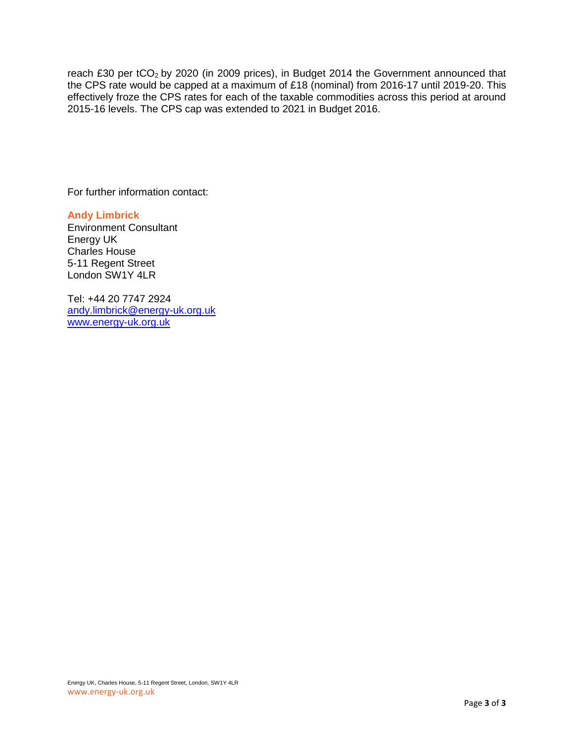reach £30 per $tCO_2$ by 2020 (in 2009 prices), in Budget 2014 the Government announced that the CPS rate would be capped at a maximum of £18 (nominal) from 2016-17 until 2019-20. This effectively froze the CPS rates for each of the taxable commodities across this period at around 2015-16 levels. The CPS cap was extended to 2021 in Budget 2016.

For further information contact:

**Andy Limbrick**
Environment Consultant
Energy UK
Charles House
5-11 Regent Street
London SW1Y 4LR

Tel: +44 20 7747 2924
andy.limbrick@energy-uk.org.uk
www.energy-uk.org.uk